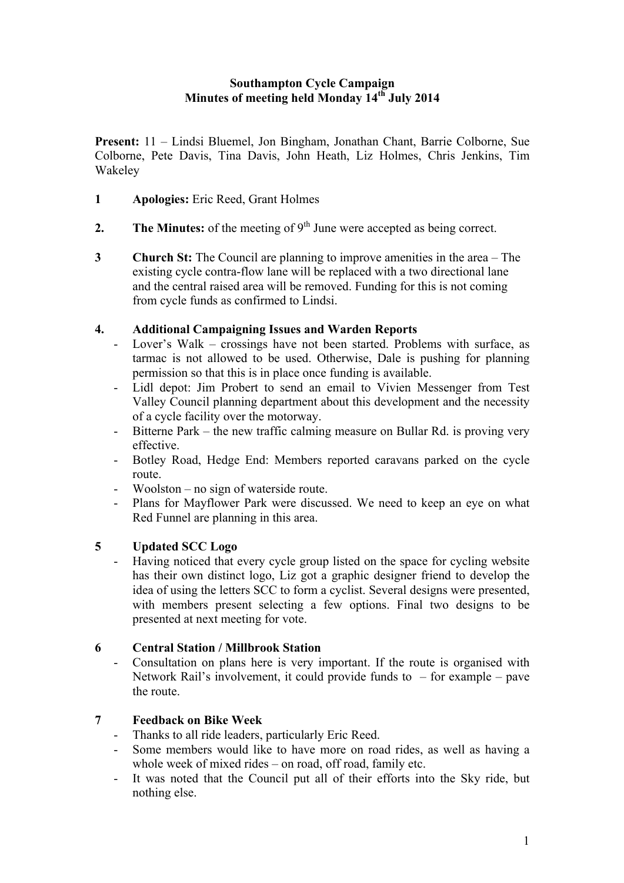**Southampton Cycle Campaign**
**Minutes of meeting held Monday 14th July 2014**

**Present:** 11 – Lindsi Bluemel, Jon Bingham, Jonathan Chant, Barrie Colborne, Sue Colborne, Pete Davis, Tina Davis, John Heath, Liz Holmes, Chris Jenkins, Tim Wakeley

**1 Apologies:** Eric Reed, Grant Holmes

**2. The Minutes:** of the meeting of 9th June were accepted as being correct.

**3 Church St:** The Council are planning to improve amenities in the area – The existing cycle contra-flow lane will be replaced with a two directional lane and the central raised area will be removed. Funding for this is not coming from cycle funds as confirmed to Lindsi.

**4. Additional Campaigning Issues and Warden Reports**

- Lover's Walk – crossings have not been started. Problems with surface, as tarmac is not allowed to be used. Otherwise, Dale is pushing for planning permission so that this is in place once funding is available.
- Lidl depot: Jim Probert to send an email to Vivien Messenger from Test Valley Council planning department about this development and the necessity of a cycle facility over the motorway.
- Bitterne Park – the new traffic calming measure on Bullar Rd. is proving very effective.
- Botley Road, Hedge End: Members reported caravans parked on the cycle route.
- Woolston – no sign of waterside route.
- Plans for Mayflower Park were discussed. We need to keep an eye on what Red Funnel are planning in this area.

**5 Updated SCC Logo**

- Having noticed that every cycle group listed on the space for cycling website has their own distinct logo, Liz got a graphic designer friend to develop the idea of using the letters SCC to form a cyclist. Several designs were presented, with members present selecting a few options. Final two designs to be presented at next meeting for vote.

**6 Central Station / Millbrook Station**

- Consultation on plans here is very important. If the route is organised with Network Rail's involvement, it could provide funds to – for example – pave the route.

**7 Feedback on Bike Week**

- Thanks to all ride leaders, particularly Eric Reed.
- Some members would like to have more on road rides, as well as having a whole week of mixed rides – on road, off road, family etc.
- It was noted that the Council put all of their efforts into the Sky ride, but nothing else.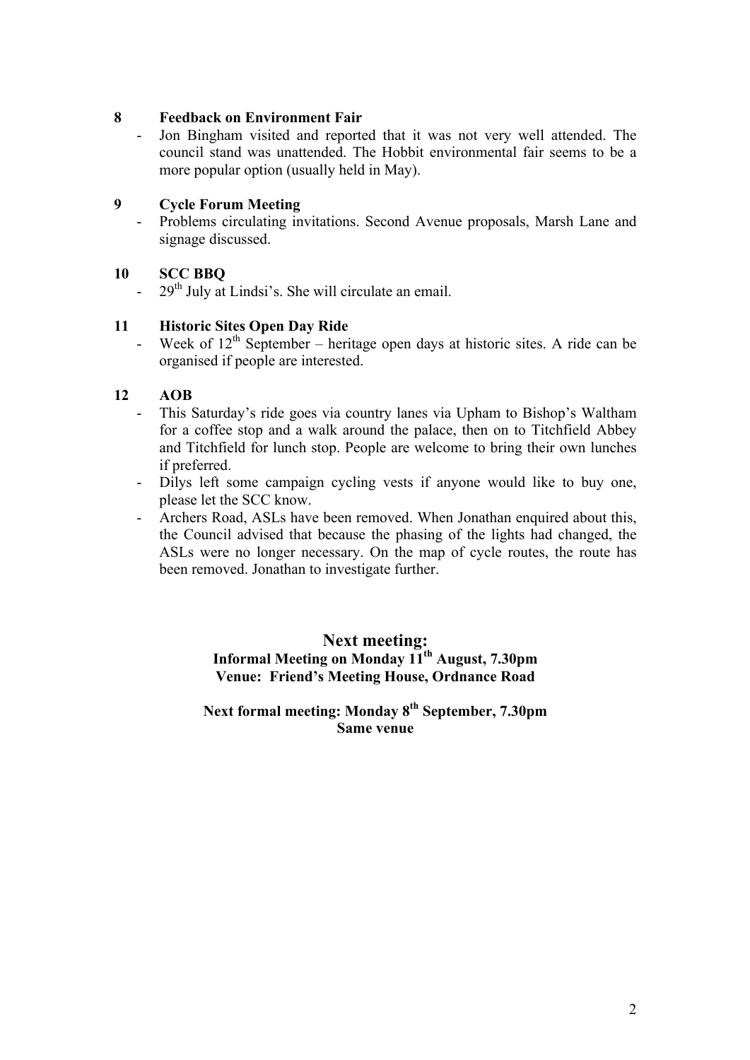**8 Feedback on Environment Fair**

- Jon Bingham visited and reported that it was not very well attended. The council stand was unattended. The Hobbit environmental fair seems to be a more popular option (usually held in May).

**9 Cycle Forum Meeting**

- Problems circulating invitations. Second Avenue proposals, Marsh Lane and signage discussed.

**10 SCC BBQ**

- 29th July at Lindsi's. She will circulate an email.

**11 Historic Sites Open Day Ride**

- Week of 12th September – heritage open days at historic sites. A ride can be organised if people are interested.

**12 AOB**

- This Saturday's ride goes via country lanes via Upham to Bishop's Waltham for a coffee stop and a walk around the palace, then on to Titchfield Abbey and Titchfield for lunch stop. People are welcome to bring their own lunches if preferred.
- Dilys left some campaign cycling vests if anyone would like to buy one, please let the SCC know.
- Archers Road, ASLs have been removed. When Jonathan enquired about this, the Council advised that because the phasing of the lights had changed, the ASLs were no longer necessary. On the map of cycle routes, the route has been removed. Jonathan to investigate further.

## Next meeting:

**Informal Meeting on Monday 11th August, 7.30pm**
**Venue: Friend's Meeting House, Ordnance Road**

**Next formal meeting: Monday 8th September, 7.30pm**
**Same venue**